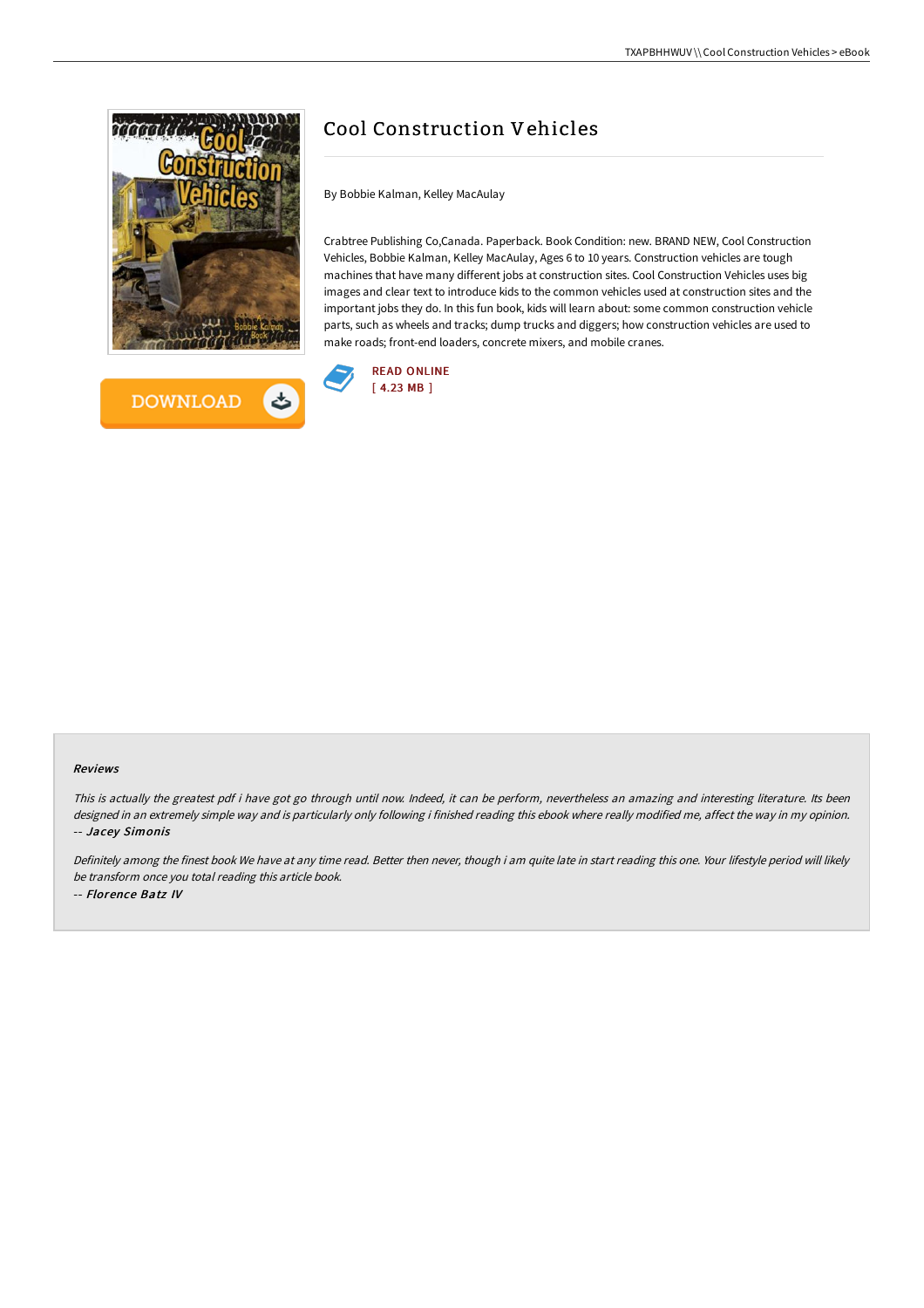# Cool Construction Vehicles

By Bobbie Kalman, Kelley MacAulay

Crabtree Publishing Co,Canada. Paperback. Book Condition: new. BRAND NEW, Cool Construction Vehicles, Bobbie Kalman, Kelley MacAulay, Ages 6 to 10 years. Construction vehicles are tough machines that have many different jobs at construction sites. Cool Construction Vehicles uses big images and clear text to introduce kids to the common vehicles used at construction sites and the important jobs they do. In this fun book, kids will learn about: some common construction vehicle parts, such as wheels and tracks; dump trucks and diggers; how construction vehicles are used to make roads; front-end loaders, concrete mixers, and mobile cranes.

READ ONLINE
[ 4.23 MB ]

### Reviews

*This is actually the greatest pdf i have got go through until now. Indeed, it can be perform, nevertheless an amazing and interesting literature. Its been designed in an extremely simple way and is particularly only following i finished reading this ebook where really modified me, affect the way in my opinion.*
*-- Jacey Simonis*

*Definitely among the finest book We have at any time read. Better then never, though i am quite late in start reading this one. Your lifestyle period will likely be transform once you total reading this article book.*
*-- Florence Batz IV*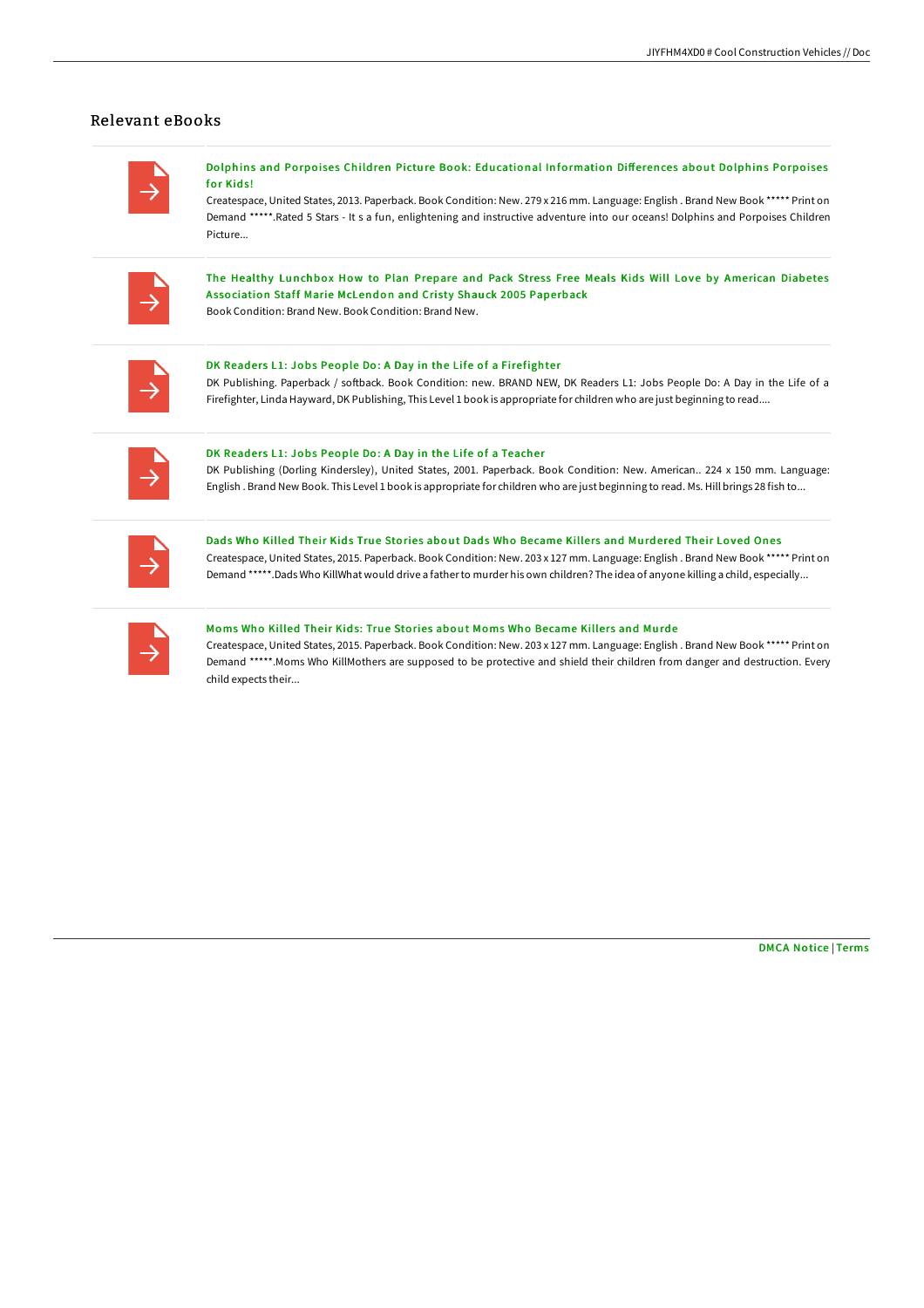## Relevant eBooks

**Dolphins and Porpoises Children Picture Book: Educational Information Differences about Dolphins Porpoises for Kids!**

Createspace, United States, 2013. Paperback. Book Condition: New. 279 x 216 mm. Language: English . Brand New Book ***** Print on Demand *****.Rated 5 Stars - It s a fun, enlightening and instructive adventure into our oceans! Dolphins and Porpoises Children Picture...

**The Healthy Lunchbox How to Plan Prepare and Pack Stress Free Meals Kids Will Love by American Diabetes Association Staff Marie McLendon and Cristy Shauck 2005 Paperback**

Book Condition: Brand New. Book Condition: Brand New.

**DK Readers L1: Jobs People Do: A Day in the Life of a Firefighter**

DK Publishing. Paperback / softback. Book Condition: new. BRAND NEW, DK Readers L1: Jobs People Do: A Day in the Life of a Firefighter, Linda Hayward, DK Publishing, This Level 1 book is appropriate for children who are just beginning to read....

**DK Readers L1: Jobs People Do: A Day in the Life of a Teacher**

DK Publishing (Dorling Kindersley), United States, 2001. Paperback. Book Condition: New. American.. 224 x 150 mm. Language: English . Brand New Book. This Level 1 book is appropriate for children who are just beginning to read. Ms. Hill brings 28 fish to...

**Dads Who Killed Their Kids True Stories about Dads Who Became Killers and Murdered Their Loved Ones**

Createspace, United States, 2015. Paperback. Book Condition: New. 203 x 127 mm. Language: English . Brand New Book ***** Print on Demand *****.Dads Who KillWhat would drive a father to murder his own children? The idea of anyone killing a child, especially...

**Moms Who Killed Their Kids: True Stories about Moms Who Became Killers and Murde**

Createspace, United States, 2015. Paperback. Book Condition: New. 203 x 127 mm. Language: English . Brand New Book ***** Print on Demand *****.Moms Who KillMothers are supposed to be protective and shield their children from danger and destruction. Every child expects their...